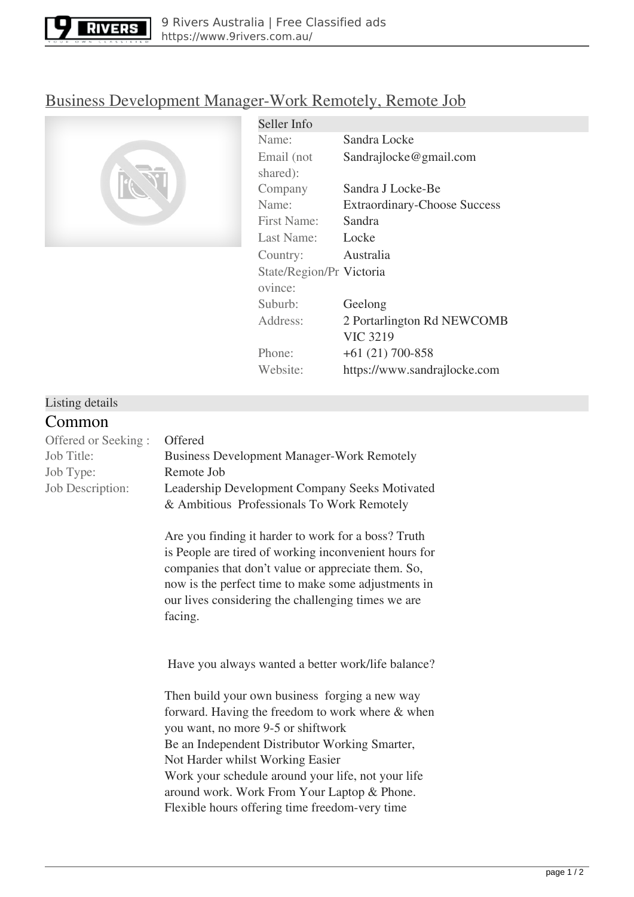# Business Development Manager-Work Remotely, Remote Job

| Seller Info | |
|---|---|
| Name: | Sandra Locke |
| Email (not shared): | Sandrajlocke@gmail.com |
| Company Name: | Sandra J Locke-Be Extraordinary-Choose Success |
| First Name: | Sandra |
| Last Name: | Locke |
| Country: | Australia |
| State/Region/Province: | Victoria |
| Suburb: | Geelong |
| Address: | 2 Portarlington Rd NEWCOMB VIC 3219 |
| Phone: | +61 (21) 700-858 |
| Website: | https://www.sandrajlocke.com |

## Listing details

### Common

| | |
|---|---|
| Offered or Seeking : | Offered |
| Job Title: | Business Development Manager-Work Remotely |
| Job Type: | Remote Job |

Job Description:

Leadership Development Company Seeks Motivated & Ambitious Professionals To Work Remotely

Are you finding it harder to work for a boss? Truth is People are tired of working inconvenient hours for companies that don't value or appreciate them. So, now is the perfect time to make some adjustments in our lives considering the challenging times we are facing.

Have you always wanted a better work/life balance?

Then build your own business forging a new way forward. Having the freedom to work where & when you want, no more 9-5 or shiftwork
Be an Independent Distributor Working Smarter, Not Harder whilst Working Easier
Work your schedule around your life, not your life around work. Work From Your Laptop & Phone.
Flexible hours offering time freedom-very time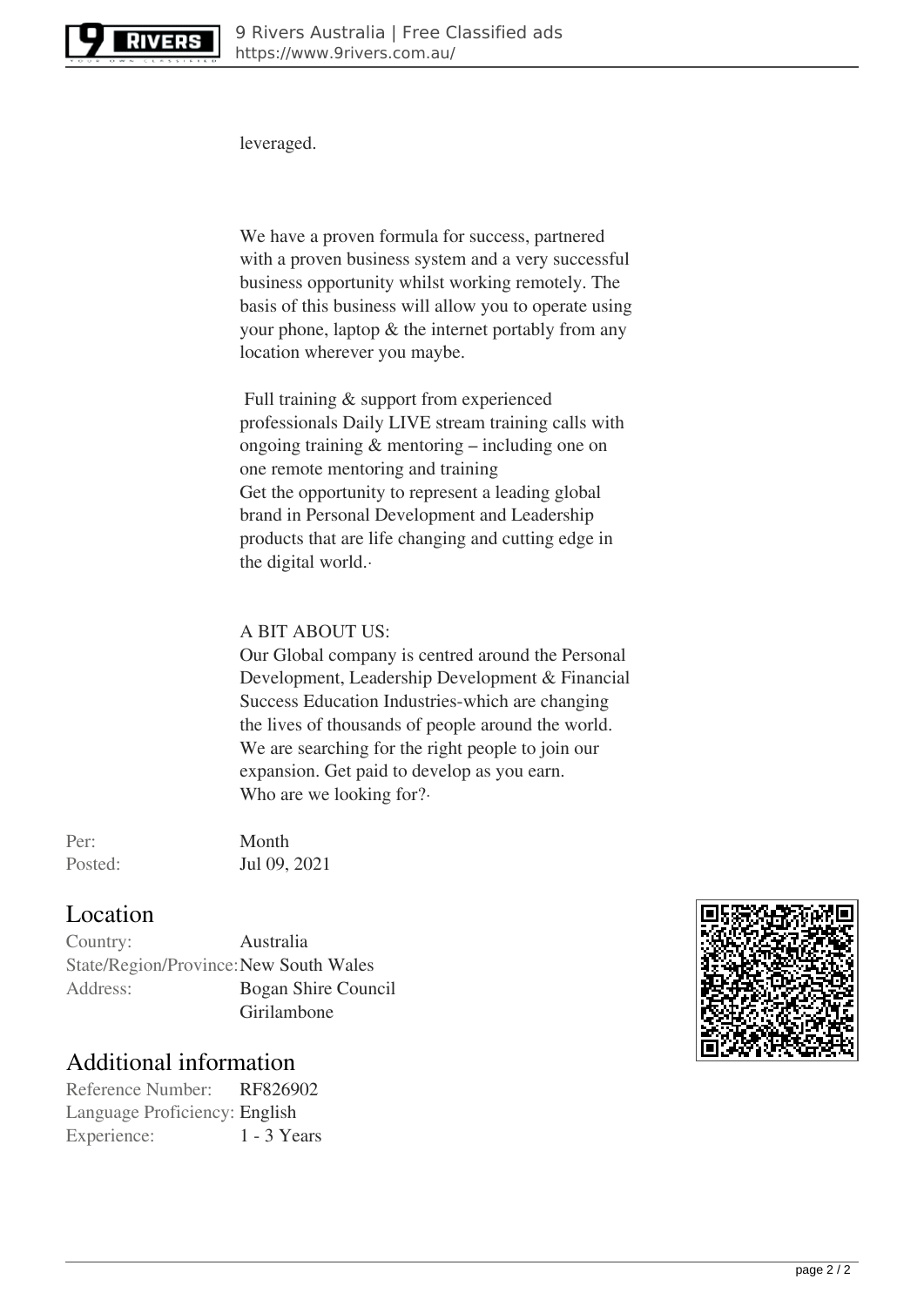leveraged.

We have a proven formula for success, partnered with a proven business system and a very successful business opportunity whilst working remotely. The basis of this business will allow you to operate using your phone, laptop & the internet portably from any location wherever you maybe.

Full training & support from experienced professionals Daily LIVE stream training calls with ongoing training & mentoring – including one on one remote mentoring and training
Get the opportunity to represent a leading global brand in Personal Development and Leadership products that are life changing and cutting edge in the digital world.·

A BIT ABOUT US:
Our Global company is centred around the Personal Development, Leadership Development & Financial Success Education Industries-which are changing the lives of thousands of people around the world. We are searching for the right people to join our expansion. Get paid to develop as you earn.
Who are we looking for?·

| | |
|---|---|
| Per: | Month |
| Posted: | Jul 09, 2021 |

## Location

| | |
|---|---|
| Country: | Australia |
| State/Region/Province: | New South Wales |
| Address: | Bogan Shire Council Girilambone |

## Additional information

| | |
|---|---|
| Reference Number: | RF826902 |
| Language Proficiency: | English |
| Experience: | 1 - 3 Years |